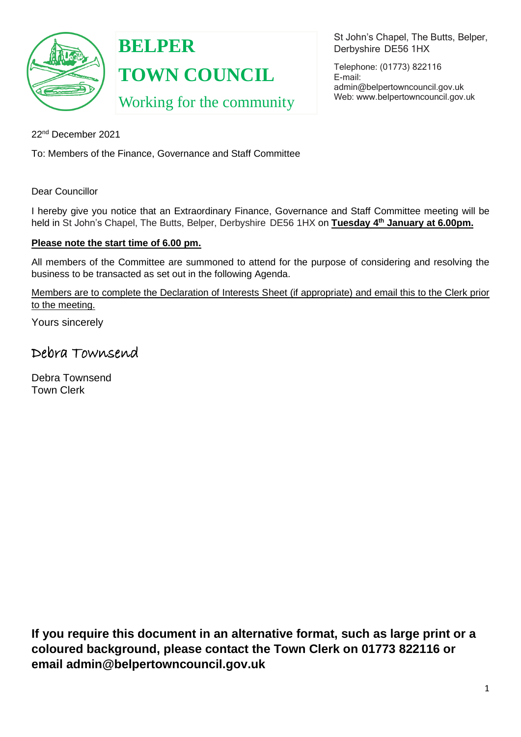# BELPER TOWN COUNCIL

Working for the community

St John's Chapel, The Butts, Belper, Derbyshire DE56 1HX

Telephone: (01773) 822116
E-mail: admin@belpertowncouncil.gov.uk
Web: www.belpertowncouncil.gov.uk

22nd December 2021

To: Members of the Finance, Governance and Staff Committee

Dear Councillor

I hereby give you notice that an Extraordinary Finance, Governance and Staff Committee meeting will be held in St John's Chapel, The Butts, Belper, Derbyshire DE56 1HX on **Tuesday 4th January at 6.00pm.**

**Please note the start time of 6.00 pm.**

All members of the Committee are summoned to attend for the purpose of considering and resolving the business to be transacted as set out in the following Agenda.

Members are to complete the Declaration of Interests Sheet (if appropriate) and email this to the Clerk prior to the meeting.

Yours sincerely

Debra Townsend

Debra Townsend
Town Clerk

**If you require this document in an alternative format, such as large print or a coloured background, please contact the Town Clerk on 01773 822116 or email admin@belpertowncouncil.gov.uk**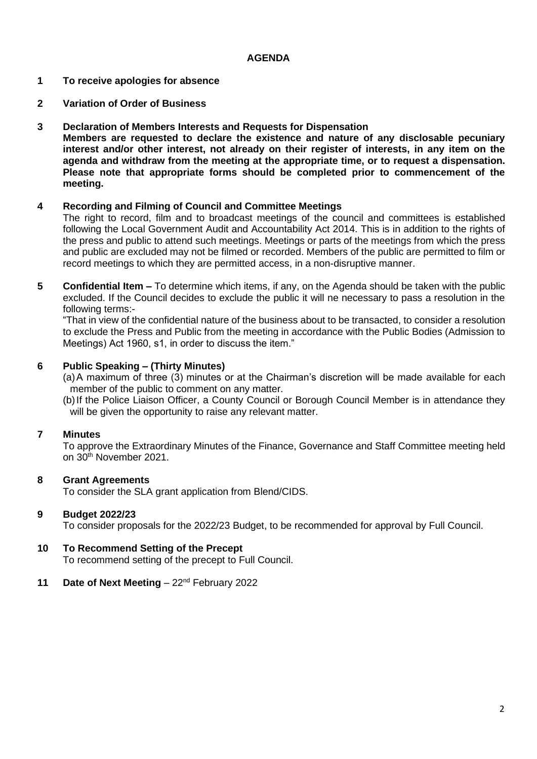# AGENDA

**1 To receive apologies for absence**

**2 Variation of Order of Business**

**3 Declaration of Members Interests and Requests for Dispensation**

**Members are requested to declare the existence and nature of any disclosable pecuniary interest and/or other interest, not already on their register of interests, in any item on the agenda and withdraw from the meeting at the appropriate time, or to request a dispensation. Please note that appropriate forms should be completed prior to commencement of the meeting.**

**4 Recording and Filming of Council and Committee Meetings**

The right to record, film and to broadcast meetings of the council and committees is established following the Local Government Audit and Accountability Act 2014. This is in addition to the rights of the press and public to attend such meetings. Meetings or parts of the meetings from which the press and public are excluded may not be filmed or recorded. Members of the public are permitted to film or record meetings to which they are permitted access, in a non-disruptive manner.

**5 Confidential Item –** To determine which items, if any, on the Agenda should be taken with the public excluded. If the Council decides to exclude the public it will ne necessary to pass a resolution in the following terms:-

"That in view of the confidential nature of the business about to be transacted, to consider a resolution to exclude the Press and Public from the meeting in accordance with the Public Bodies (Admission to Meetings) Act 1960, s1, in order to discuss the item."

**6 Public Speaking – (Thirty Minutes)**

(a) A maximum of three (3) minutes or at the Chairman's discretion will be made available for each member of the public to comment on any matter.

(b) If the Police Liaison Officer, a County Council or Borough Council Member is in attendance they will be given the opportunity to raise any relevant matter.

**7 Minutes**

To approve the Extraordinary Minutes of the Finance, Governance and Staff Committee meeting held on 30th November 2021.

**8 Grant Agreements**

To consider the SLA grant application from Blend/CIDS.

**9 Budget 2022/23**

To consider proposals for the 2022/23 Budget, to be recommended for approval by Full Council.

**10 To Recommend Setting of the Precept**

To recommend setting of the precept to Full Council.

**11 Date of Next Meeting** – 22nd February 2022